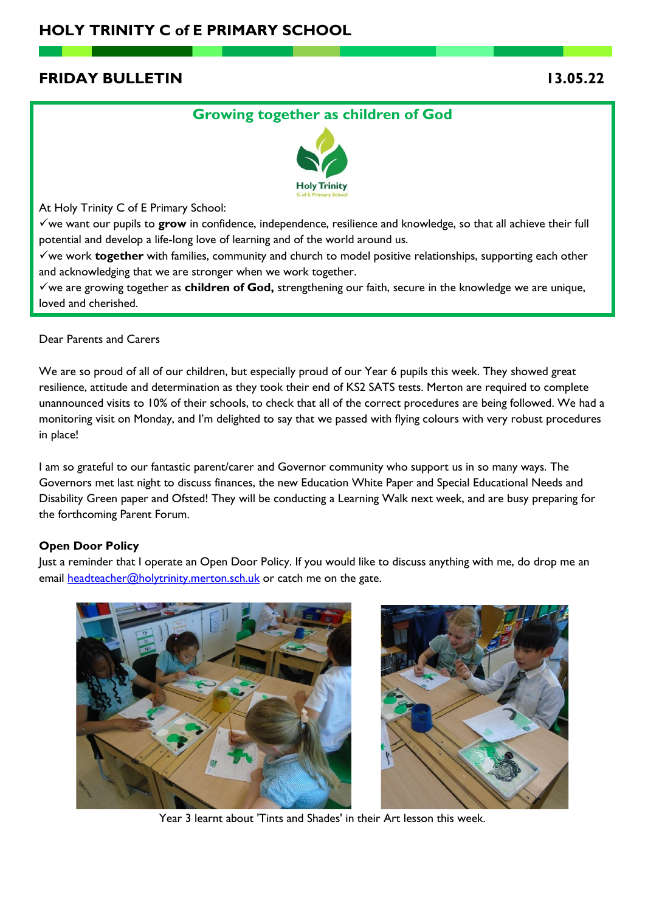# HOLY TRINITY C of E PRIMARY SCHOOL

## FRIDAY BULLETIN 13.05.22

### Growing together as children of God

At Holy Trinity C of E Primary School:

✓we want our pupils to **grow** in confidence, independence, resilience and knowledge, so that all achieve their full potential and develop a life-long love of learning and of the world around us.

✓we work **together** with families, community and church to model positive relationships, supporting each other and acknowledging that we are stronger when we work together.

✓we are growing together as **children of God,** strengthening our faith, secure in the knowledge we are unique, loved and cherished.

Dear Parents and Carers

We are so proud of all of our children, but especially proud of our Year 6 pupils this week. They showed great resilience, attitude and determination as they took their end of KS2 SATS tests. Merton are required to complete unannounced visits to 10% of their schools, to check that all of the correct procedures are being followed. We had a monitoring visit on Monday, and I'm delighted to say that we passed with flying colours with very robust procedures in place!

I am so grateful to our fantastic parent/carer and Governor community who support us in so many ways. The Governors met last night to discuss finances, the new Education White Paper and Special Educational Needs and Disability Green paper and Ofsted! They will be conducting a Learning Walk next week, and are busy preparing for the forthcoming Parent Forum.

**Open Door Policy**

Just a reminder that I operate an Open Door Policy. If you would like to discuss anything with me, do drop me an email headteacher@holytrinity.merton.sch.uk or catch me on the gate.

Year 3 learnt about 'Tints and Shades' in their Art lesson this week.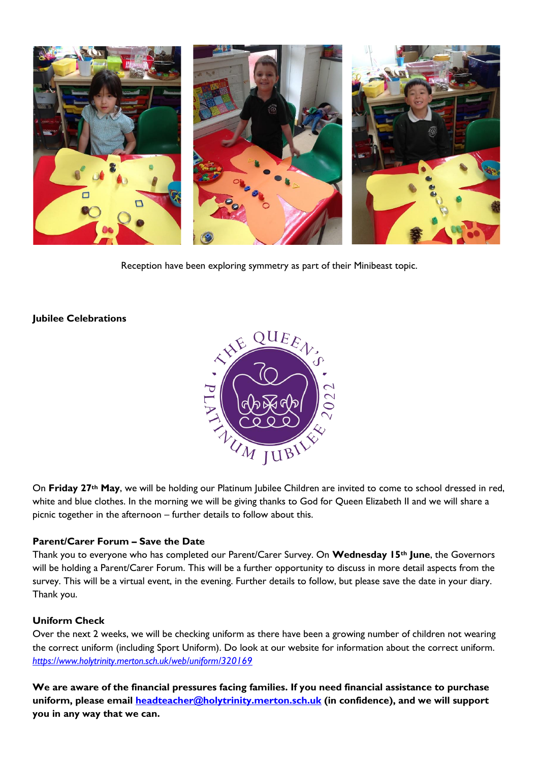Reception have been exploring symmetry as part of their Minibeast topic.

**Jubilee Celebrations**

On **Friday 27th May**, we will be holding our Platinum Jubilee Children are invited to come to school dressed in red, white and blue clothes. In the morning we will be giving thanks to God for Queen Elizabeth II and we will share a picnic together in the afternoon – further details to follow about this.

**Parent/Carer Forum – Save the Date**

Thank you to everyone who has completed our Parent/Carer Survey. On **Wednesday 15th June**, the Governors will be holding a Parent/Carer Forum. This will be a further opportunity to discuss in more detail aspects from the survey. This will be a virtual event, in the evening. Further details to follow, but please save the date in your diary. Thank you.

**Uniform Check**

Over the next 2 weeks, we will be checking uniform as there have been a growing number of children not wearing the correct uniform (including Sport Uniform). Do look at our website for information about the correct uniform. *https://www.holytrinity.merton.sch.uk/web/uniform/320169*

**We are aware of the financial pressures facing families. If you need financial assistance to purchase uniform, please email headteacher@holytrinity.merton.sch.uk (in confidence), and we will support you in any way that we can.**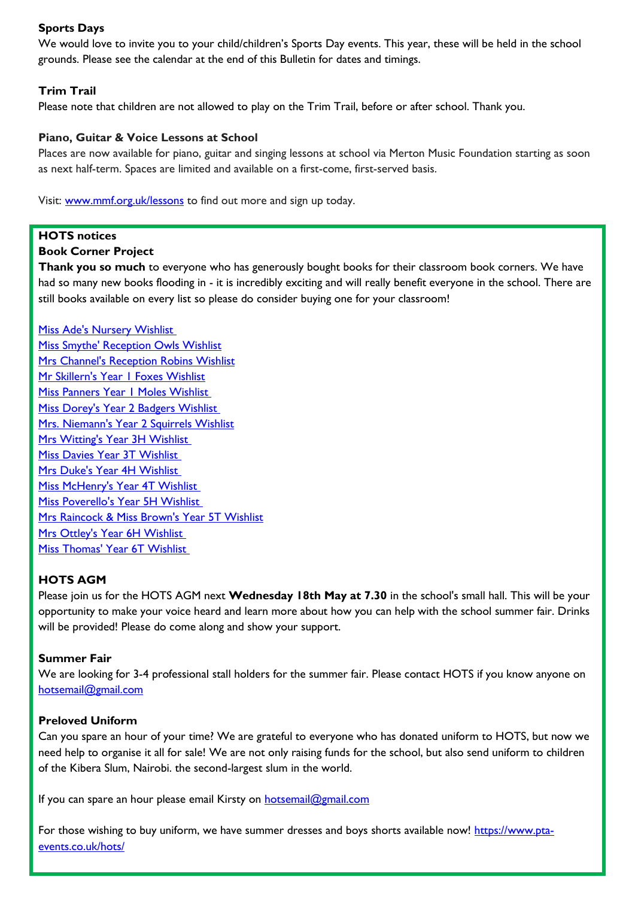**Sports Days**

We would love to invite you to your child/children's Sports Day events. This year, these will be held in the school grounds. Please see the calendar at the end of this Bulletin for dates and timings.

**Trim Trail**

Please note that children are not allowed to play on the Trim Trail, before or after school. Thank you.

**Piano, Guitar & Voice Lessons at School**

Places are now available for piano, guitar and singing lessons at school via Merton Music Foundation starting as soon as next half-term. Spaces are limited and available on a first-come, first-served basis.

Visit: [www.mmf.org.uk/lessons](www.mmf.org.uk/lessons) to find out more and sign up today.

**HOTS notices**

**Book Corner Project**

**Thank you so much** to everyone who has generously bought books for their classroom book corners. We have had so many new books flooding in - it is incredibly exciting and will really benefit everyone in the school. There are still books available on every list so please do consider buying one for your classroom!

Miss Ade's Nursery Wishlist
Miss Smythe' Reception Owls Wishlist
Mrs Channel's Reception Robins Wishlist
Mr Skillern's Year 1 Foxes Wishlist
Miss Panners Year 1 Moles Wishlist
Miss Dorey's Year 2 Badgers Wishlist
Mrs. Niemann's Year 2 Squirrels Wishlist
Mrs Witting's Year 3H Wishlist
Miss Davies Year 3T Wishlist
Mrs Duke's Year 4H Wishlist
Miss McHenry's Year 4T Wishlist
Miss Poverello's Year 5H Wishlist
Mrs Raincock & Miss Brown's Year 5T Wishlist
Mrs Ottley's Year 6H Wishlist
Miss Thomas' Year 6T Wishlist

**HOTS AGM**

Please join us for the HOTS AGM next **Wednesday 18th May at 7.30** in the school's small hall. This will be your opportunity to make your voice heard and learn more about how you can help with the school summer fair. Drinks will be provided! Please do come along and show your support.

**Summer Fair**

We are looking for 3-4 professional stall holders for the summer fair. Please contact HOTS if you know anyone on hotsemail@gmail.com

**Preloved Uniform**

Can you spare an hour of your time? We are grateful to everyone who has donated uniform to HOTS, but now we need help to organise it all for sale! We are not only raising funds for the school, but also send uniform to children of the Kibera Slum, Nairobi. the second-largest slum in the world.

If you can spare an hour please email Kirsty on hotsemail@gmail.com

For those wishing to buy uniform, we have summer dresses and boys shorts available now! [https://www.pta-events.co.uk/hots/](https://www.pta-events.co.uk/hots/)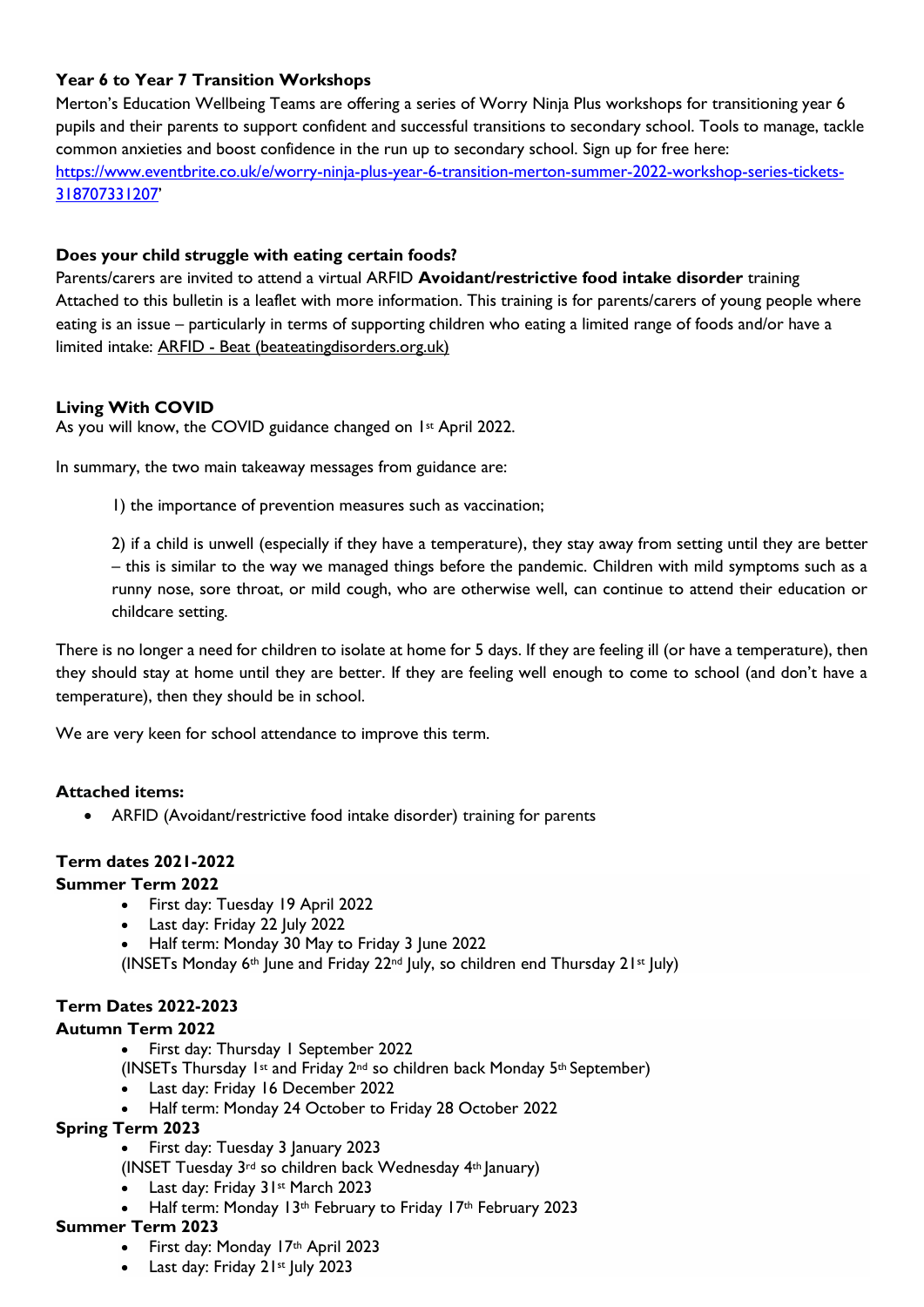**Year 6 to Year 7 Transition Workshops**

Merton's Education Wellbeing Teams are offering a series of Worry Ninja Plus workshops for transitioning year 6 pupils and their parents to support confident and successful transitions to secondary school. Tools to manage, tackle common anxieties and boost confidence in the run up to secondary school. Sign up for free here: https://www.eventbrite.co.uk/e/worry-ninja-plus-year-6-transition-merton-summer-2022-workshop-series-tickets-318707331207'

**Does your child struggle with eating certain foods?**

Parents/carers are invited to attend a virtual ARFID **Avoidant/restrictive food intake disorder** training Attached to this bulletin is a leaflet with more information. This training is for parents/carers of young people where eating is an issue – particularly in terms of supporting children who eating a limited range of foods and/or have a limited intake: ARFID - Beat (beateatingdisorders.org.uk)

**Living With COVID**

As you will know, the COVID guidance changed on 1st April 2022.

In summary, the two main takeaway messages from guidance are:

1) the importance of prevention measures such as vaccination;

2) if a child is unwell (especially if they have a temperature), they stay away from setting until they are better – this is similar to the way we managed things before the pandemic. Children with mild symptoms such as a runny nose, sore throat, or mild cough, who are otherwise well, can continue to attend their education or childcare setting.

There is no longer a need for children to isolate at home for 5 days. If they are feeling ill (or have a temperature), then they should stay at home until they are better. If they are feeling well enough to come to school (and don't have a temperature), then they should be in school.

We are very keen for school attendance to improve this term.

**Attached items:**

- ARFID (Avoidant/restrictive food intake disorder) training for parents

**Term dates 2021-2022**

**Summer Term 2022**

- First day: Tuesday 19 April 2022
- Last day: Friday 22 July 2022
- Half term: Monday 30 May to Friday 3 June 2022

(INSETs Monday 6th June and Friday 22nd July, so children end Thursday 21st July)

**Term Dates 2022-2023**

**Autumn Term 2022**

- First day: Thursday 1 September 2022

(INSETs Thursday 1st and Friday 2nd so children back Monday 5th September)

- Last day: Friday 16 December 2022
- Half term: Monday 24 October to Friday 28 October 2022

**Spring Term 2023**

- First day: Tuesday 3 January 2023

(INSET Tuesday 3rd so children back Wednesday 4th January)

- Last day: Friday 31st March 2023
- Half term: Monday 13th February to Friday 17th February 2023

**Summer Term 2023**

- First day: Monday 17th April 2023
- Last day: Friday 21st July 2023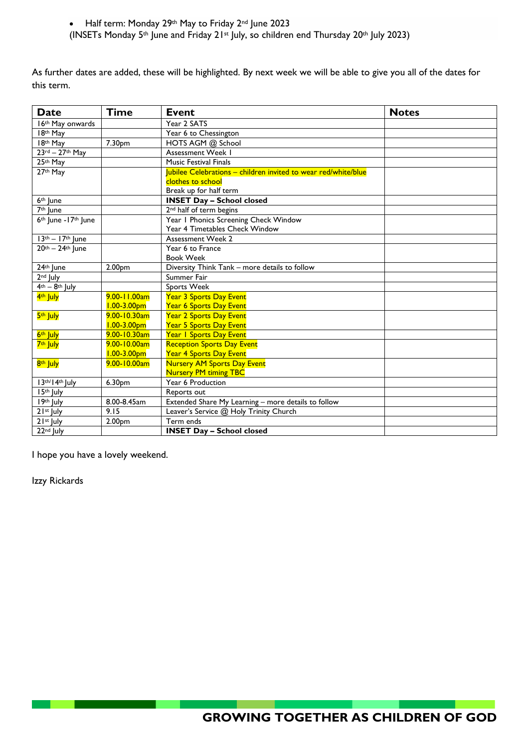- Half term: Monday 29th May to Friday 2nd June 2023
(INSETs Monday 5th June and Friday 21st July, so children end Thursday 20th July 2023)

As further dates are added, these will be highlighted. By next week we will be able to give you all of the dates for this term.

| Date | Time | Event | Notes |
|---|---|---|---|
| 16th May onwards | | Year 2 SATS | |
| 18th May | | Year 6 to Chessington | |
| 18th May | 7.30pm | HOTS AGM @ School | |
| 23rd – 27th May | | Assessment Week 1 | |
| 25th May | | Music Festival Finals | |
| 27th May | | Jubilee Celebrations – children invited to wear red/white/blue clothes to school<br>Break up for half term | |
| 6th June | | **INSET Day – School closed** | |
| 7th June | | 2nd half of term begins | |
| 6th June -17th June | | Year 1 Phonics Screening Check Window<br>Year 4 Timetables Check Window | |
| 13th – 17th June | | Assessment Week 2 | |
| 20th – 24th June | | Year 6 to France<br>Book Week | |
| 24th June | 2.00pm | Diversity Think Tank – more details to follow | |
| 2nd July | | Summer Fair | |
| 4th – 8th July | | Sports Week | |
| 4th July | 9.00-11.00am<br>1.00-3.00pm | Year 3 Sports Day Event<br>Year 6 Sports Day Event | |
| 5th July | 9.00-10.30am<br>1.00-3.00pm | Year 2 Sports Day Event<br>Year 5 Sports Day Event | |
| 6th July | 9.00-10.30am | Year 1 Sports Day Event | |
| 7th July | 9.00-10.00am<br>1.00-3.00pm | Reception Sports Day Event<br>Year 4 Sports Day Event | |
| 8th July | 9.00-10.00am | Nursery AM Sports Day Event<br>Nursery PM timing TBC | |
| 13th/14th July | 6.30pm | Year 6 Production | |
| 15th July | | Reports out | |
| 19th July | 8.00-8.45am | Extended Share My Learning – more details to follow | |
| 21st July | 9.15 | Leaver's Service @ Holy Trinity Church | |
| 21st July | 2.00pm | Term ends | |
| 22nd July | | **INSET Day – School closed** | |

I hope you have a lovely weekend.

Izzy Rickards

**GROWING TOGETHER AS CHILDREN OF GOD**